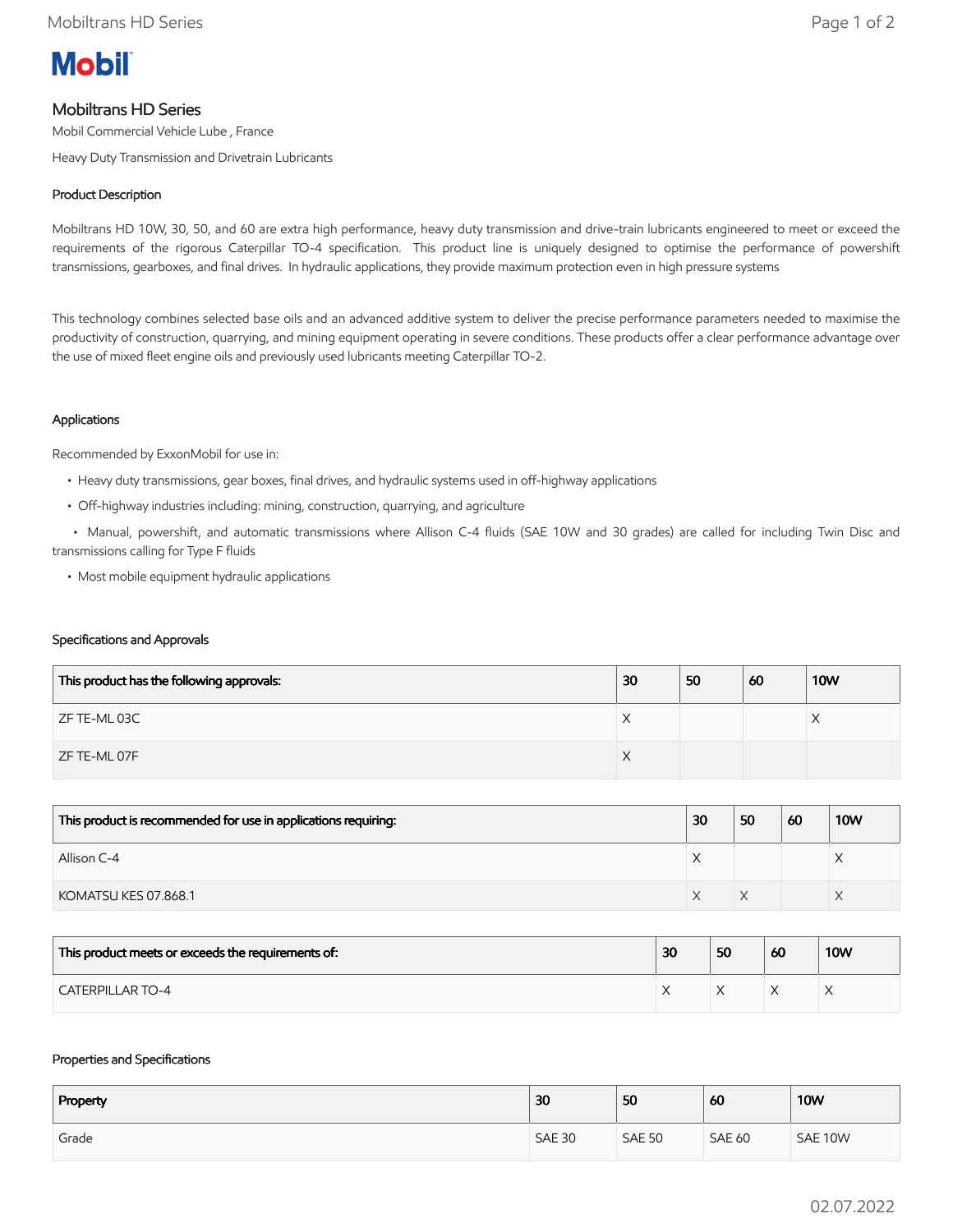Mobil

# Mobiltrans HD Series

Mobil Commercial Vehicle Lube , France

Heavy Duty Transmission and Drivetrain Lubricants

## Product Description

Mobiltrans HD 10W, 30, 50, and 60 are extra high performance, heavy duty transmission and drive-train lubricants engineered to meet or exceed the requirements of the rigorous Caterpillar TO-4 specification. This product line is uniquely designed to optimise the performance of powershift transmissions, gearboxes, and final drives. In hydraulic applications, they provide maximum protection even in high pressure systems

This technology combines selected base oils and an advanced additive system to deliver the precise performance parameters needed to maximise the productivity of construction, quarrying, and mining equipment operating in severe conditions. These products offer a clear performance advantage over the use of mixed fleet engine oils and previously used lubricants meeting Caterpillar TO-2.

## Applications

Recommended by ExxonMobil for use in:

- Heavy duty transmissions, gear boxes, final drives, and hydraulic systems used in off-highway applications
- Off-highway industries including: mining, construction, quarrying, and agriculture
- Manual, powershift, and automatic transmissions where Allison C-4 fluids (SAE 10W and 30 grades) are called for including Twin Disc and transmissions calling for Type F fluids
- Most mobile equipment hydraulic applications

## Specifications and Approvals

| This product has the following approvals: | 30 | 50 | 60 | 10W |
|---|---|---|---|---|
| ZF TE-ML 03C | X | | | X |
| ZF TE-ML 07F | X | | | |

| This product is recommended for use in applications requiring: | 30 | 50 | 60 | 10W |
|---|---|---|---|---|
| Allison C-4 | X | | | X |
| KOMATSU KES 07.868.1 | X | X | | X |

| This product meets or exceeds the requirements of: | 30 | 50 | 60 | 10W |
|---|---|---|---|---|
| CATERPILLAR TO-4 | X | X | X | X |

## Properties and Specifications

| Property | 30 | 50 | 60 | 10W |
|---|---|---|---|---|
| Grade | SAE 30 | SAE 50 | SAE 60 | SAE 10W |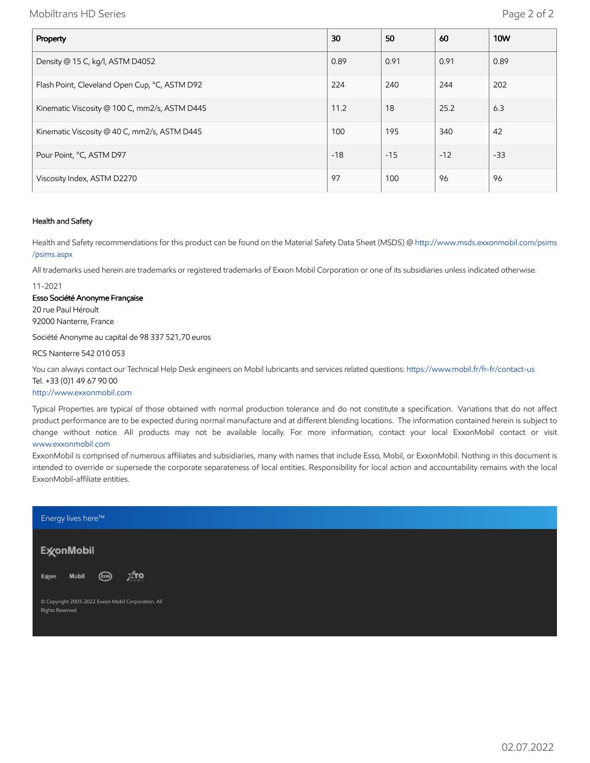| Property | 30 | 50 | 60 | 10W |
|---|---|---|---|---|
| Density @ 15 C, kg/l, ASTM D4052 | 0.89 | 0.91 | 0.91 | 0.89 |
| Flash Point, Cleveland Open Cup, °C, ASTM D92 | 224 | 240 | 244 | 202 |
| Kinematic Viscosity @ 100 C, mm2/s, ASTM D445 | 11.2 | 18 | 25.2 | 6.3 |
| Kinematic Viscosity @ 40 C, mm2/s, ASTM D445 | 100 | 195 | 340 | 42 |
| Pour Point, °C, ASTM D97 | -18 | -15 | -12 | -33 |
| Viscosity Index, ASTM D2270 | 97 | 100 | 96 | 96 |

### Health and Safety

Health and Safety recommendations for this product can be found on the Material Safety Data Sheet (MSDS) @ http://www.msds.exxonmobil.com/psims/psims.aspx

All trademarks used herein are trademarks or registered trademarks of Exxon Mobil Corporation or one of its subsidiaries unless indicated otherwise.

11-2021

**Esso Société Anonyme Française**
20 rue Paul Héroult
92000 Nanterre, France

Société Anonyme au capital de 98 337 521,70 euros

RCS Nanterre 542 010 053

You can always contact our Technical Help Desk engineers on Mobil lubricants and services related questions: https://www.mobil.fr/fr-fr/contact-us
Tel. +33 (0)1 49 67 90 00
http://www.exxonmobil.com

Typical Properties are typical of those obtained with normal production tolerance and do not constitute a specification. Variations that do not affect product performance are to be expected during normal manufacture and at different blending locations. The information contained herein is subject to change without notice. All products may not be available locally. For more information, contact your local ExxonMobil contact or visit www.exxonmobil.com

ExxonMobil is comprised of numerous affiliates and subsidiaries, many with names that include Esso, Mobil, or ExxonMobil. Nothing in this document is intended to override or supersede the corporate separateness of local entities. Responsibility for local action and accountability remains with the local ExxonMobil-affiliate entities.

Energy lives here™

ExxonMobil

Exxon Mobil Esso XTO

© Copyright 2003-2022 Exxon Mobil Corporation. All Rights Reserved